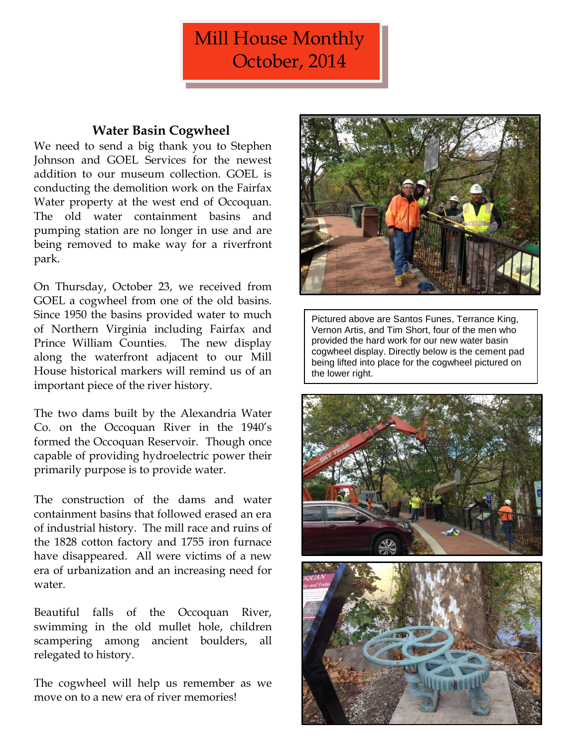# Mill House Monthly
# October, 2014

### Water Basin Cogwheel

We need to send a big thank you to Stephen Johnson and GOEL Services for the newest addition to our museum collection. GOEL is conducting the demolition work on the Fairfax Water property at the west end of Occoquan. The old water containment basins and pumping station are no longer in use and are being removed to make way for a riverfront park.

On Thursday, October 23, we received from GOEL a cogwheel from one of the old basins. Since 1950 the basins provided water to much of Northern Virginia including Fairfax and Prince William Counties. The new display along the waterfront adjacent to our Mill House historical markers will remind us of an important piece of the river history.

The two dams built by the Alexandria Water Co. on the Occoquan River in the 1940's formed the Occoquan Reservoir. Though once capable of providing hydroelectric power their primarily purpose is to provide water.

The construction of the dams and water containment basins that followed erased an era of industrial history. The mill race and ruins of the 1828 cotton factory and 1755 iron furnace have disappeared. All were victims of a new era of urbanization and an increasing need for water.

Beautiful falls of the Occoquan River, swimming in the old mullet hole, children scampering among ancient boulders, all relegated to history.

The cogwheel will help us remember as we move on to a new era of river memories!

Pictured above are Santos Funes, Terrance King, Vernon Artis, and Tim Short, four of the men who provided the hard work for our new water basin cogwheel display. Directly below is the cement pad being lifted into place for the cogwheel pictured on the lower right.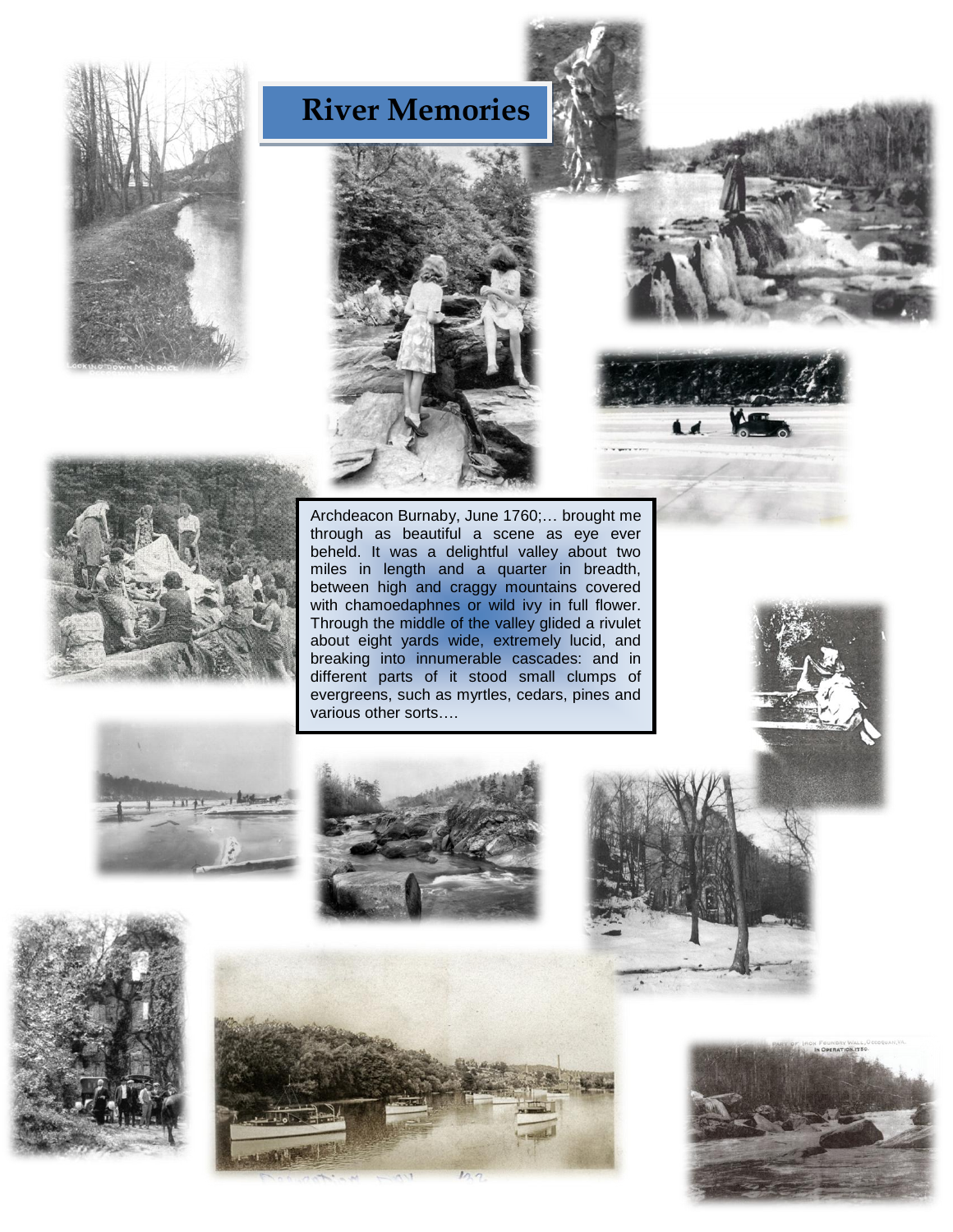# River Memories

Archdeacon Burnaby, June 1760;… brought me through as beautiful a scene as eye ever beheld. It was a delightful valley about two miles in length and a quarter in breadth, between high and craggy mountains covered with chamoedaphnes or wild ivy in full flower. Through the middle of the valley glided a rivulet about eight yards wide, extremely lucid, and breaking into innumerable cascades: and in different parts of it stood small clumps of evergreens, such as myrtles, cedars, pines and various other sorts….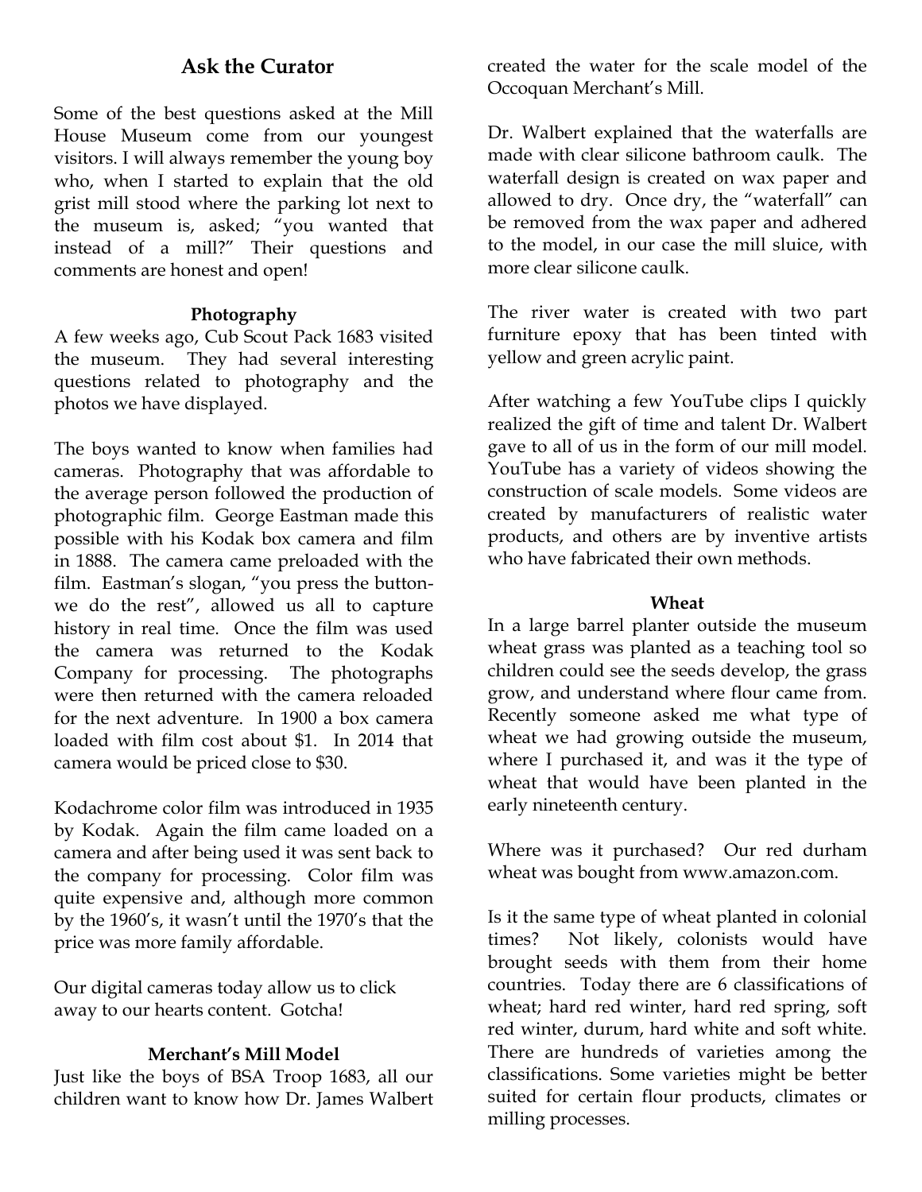## Ask the Curator

Some of the best questions asked at the Mill House Museum come from our youngest visitors. I will always remember the young boy who, when I started to explain that the old grist mill stood where the parking lot next to the museum is, asked; "you wanted that instead of a mill?" Their questions and comments are honest and open!

### Photography

A few weeks ago, Cub Scout Pack 1683 visited the museum. They had several interesting questions related to photography and the photos we have displayed.

The boys wanted to know when families had cameras. Photography that was affordable to the average person followed the production of photographic film. George Eastman made this possible with his Kodak box camera and film in 1888. The camera came preloaded with the film. Eastman's slogan, "you press the button- we do the rest", allowed us all to capture history in real time. Once the film was used the camera was returned to the Kodak Company for processing. The photographs were then returned with the camera reloaded for the next adventure. In 1900 a box camera loaded with film cost about $1. In 2014 that camera would be priced close to $30.

Kodachrome color film was introduced in 1935 by Kodak. Again the film came loaded on a camera and after being used it was sent back to the company for processing. Color film was quite expensive and, although more common by the 1960's, it wasn't until the 1970's that the price was more family affordable.

Our digital cameras today allow us to click away to our hearts content. Gotcha!

### Merchant's Mill Model

Just like the boys of BSA Troop 1683, all our children want to know how Dr. James Walbert created the water for the scale model of the Occoquan Merchant's Mill.

Dr. Walbert explained that the waterfalls are made with clear silicone bathroom caulk. The waterfall design is created on wax paper and allowed to dry. Once dry, the "waterfall" can be removed from the wax paper and adhered to the model, in our case the mill sluice, with more clear silicone caulk.

The river water is created with two part furniture epoxy that has been tinted with yellow and green acrylic paint.

After watching a few YouTube clips I quickly realized the gift of time and talent Dr. Walbert gave to all of us in the form of our mill model. YouTube has a variety of videos showing the construction of scale models. Some videos are created by manufacturers of realistic water products, and others are by inventive artists who have fabricated their own methods.

### Wheat

In a large barrel planter outside the museum wheat grass was planted as a teaching tool so children could see the seeds develop, the grass grow, and understand where flour came from. Recently someone asked me what type of wheat we had growing outside the museum, where I purchased it, and was it the type of wheat that would have been planted in the early nineteenth century.

Where was it purchased? Our red durham wheat was bought from www.amazon.com.

Is it the same type of wheat planted in colonial times? Not likely, colonists would have brought seeds with them from their home countries. Today there are 6 classifications of wheat; hard red winter, hard red spring, soft red winter, durum, hard white and soft white. There are hundreds of varieties among the classifications. Some varieties might be better suited for certain flour products, climates or milling processes.